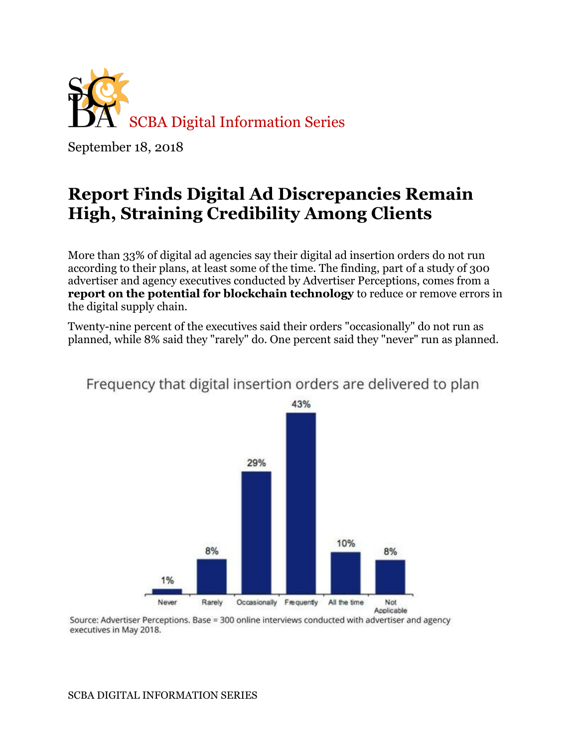SCBA Digital Information Series

September 18, 2018

## Report Finds Digital Ad Discrepancies Remain High, Straining Credibility Among Clients

More than 33% of digital ad agencies say their digital ad insertion orders do not run according to their plans, at least some of the time. The finding, part of a study of 300 advertiser and agency executives conducted by Advertiser Perceptions, comes from a **report on the potential for blockchain technology** to reduce or remove errors in the digital supply chain.

Twenty-nine percent of the executives said their orders "occasionally" do not run as planned, while 8% said they "rarely" do. One percent said they "never" run as planned.

Frequency that digital insertion orders are delivered to plan

1%
Never

8%
Rarely

29%
Occasionally

43%
Frequently

10%
All the time

8%
Not Applicable

Source: Advertiser Perceptions. Base = 300 online interviews conducted with advertiser and agency executives in May 2018.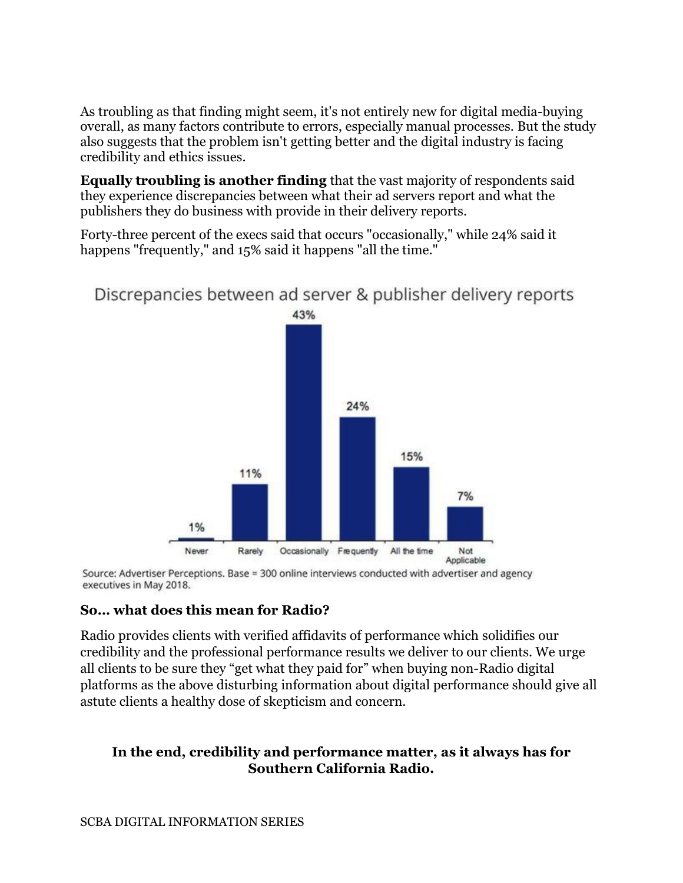As troubling as that finding might seem, it's not entirely new for digital media-buying overall, as many factors contribute to errors, especially manual processes. But the study also suggests that the problem isn't getting better and the digital industry is facing credibility and ethics issues.

**Equally troubling is another finding** that the vast majority of respondents said they experience discrepancies between what their ad servers report and what the publishers they do business with provide in their delivery reports.

Forty-three percent of the execs said that occurs "occasionally," while 24% said it happens "frequently," and 15% said it happens "all the time."

Discrepancies between ad server & publisher delivery reports

1%
Never

11%
Rarely

43%
Occasionally

24%
Frequently

15%
All the time

7%
Not Applicable

Source: Advertiser Perceptions. Base = 300 online interviews conducted with advertiser and agency executives in May 2018.

**So… what does this mean for Radio?**

Radio provides clients with verified affidavits of performance which solidifies our credibility and the professional performance results we deliver to our clients. We urge all clients to be sure they "get what they paid for" when buying non-Radio digital platforms as the above disturbing information about digital performance should give all astute clients a healthy dose of skepticism and concern.

**In the end, credibility and performance matter, as it always has for Southern California Radio.**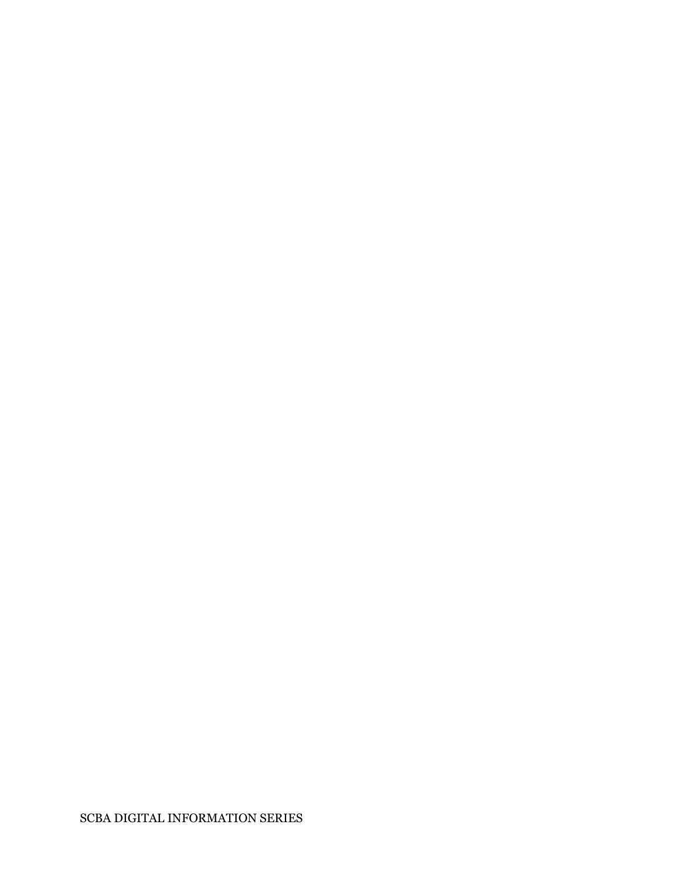SCBA DIGITAL INFORMATION SERIES